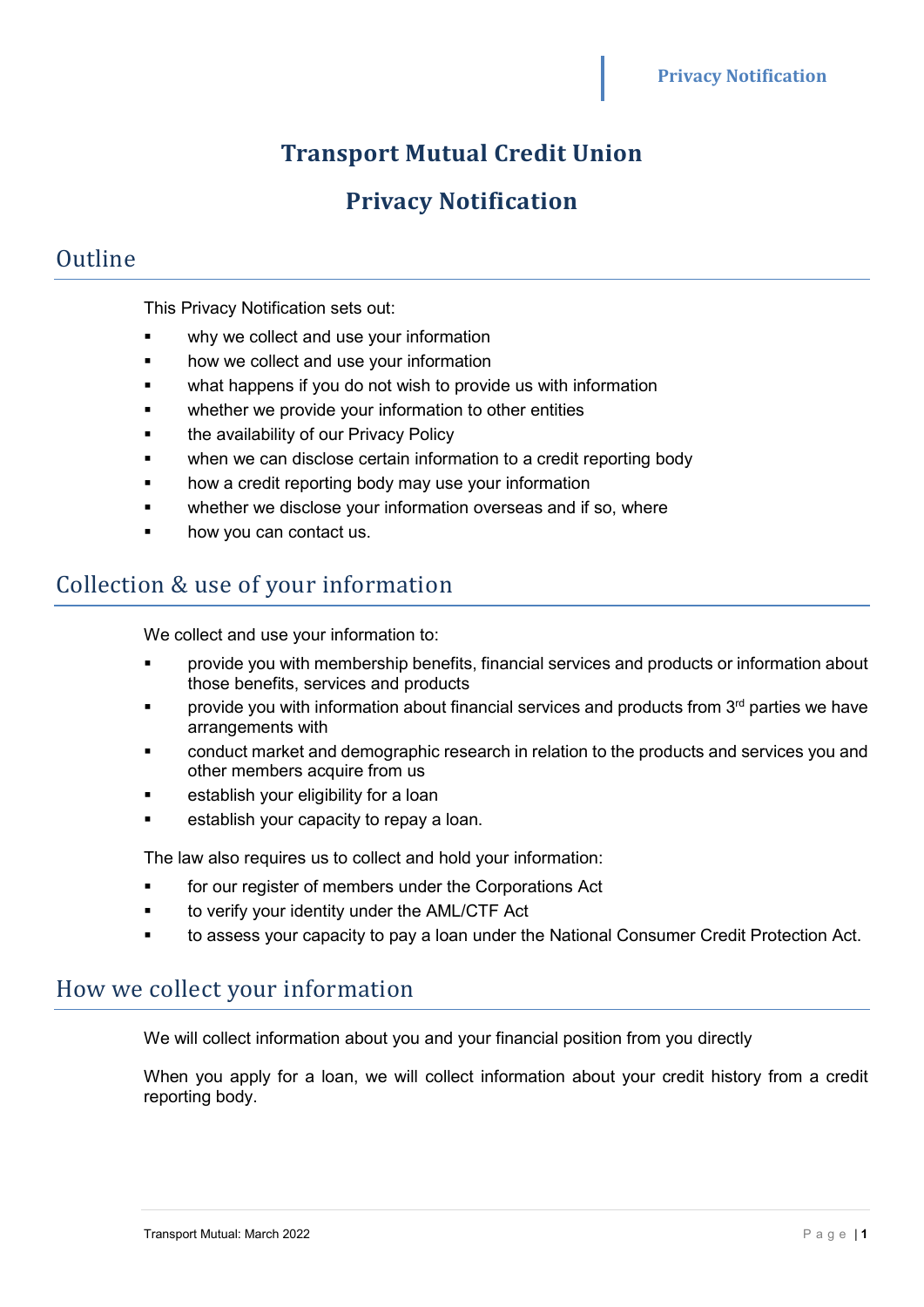# Transport Mutual Credit Union

# Privacy Notification

## Outline

This Privacy Notification sets out:

- why we collect and use your information
- how we collect and use your information
- what happens if you do not wish to provide us with information
- whether we provide your information to other entities
- the availability of our Privacy Policy
- when we can disclose certain information to a credit reporting body
- how a credit reporting body may use your information
- whether we disclose your information overseas and if so, where
- how you can contact us.

## Collection & use of your information

We collect and use your information to:

- provide you with membership benefits, financial services and products or information about those benefits, services and products
- provide you with information about financial services and products from 3rd parties we have arrangements with
- conduct market and demographic research in relation to the products and services you and other members acquire from us
- establish your eligibility for a loan
- establish your capacity to repay a loan.

The law also requires us to collect and hold your information:

- for our register of members under the Corporations Act
- to verify your identity under the AML/CTF Act
- to assess your capacity to pay a loan under the National Consumer Credit Protection Act.

## How we collect your information

We will collect information about you and your financial position from you directly

When you apply for a loan, we will collect information about your credit history from a credit reporting body.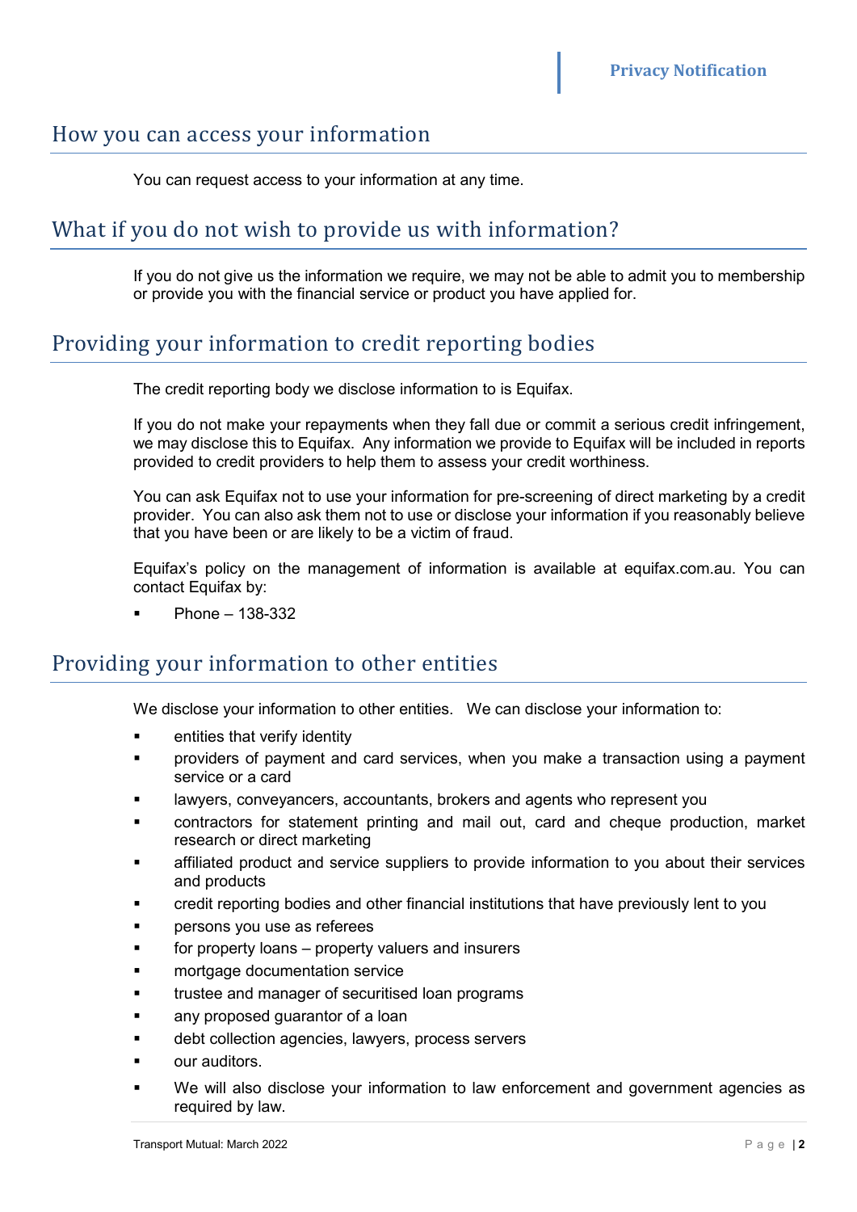## How you can access your information

You can request access to your information at any time.

## What if you do not wish to provide us with information?

If you do not give us the information we require, we may not be able to admit you to membership or provide you with the financial service or product you have applied for.

## Providing your information to credit reporting bodies

The credit reporting body we disclose information to is Equifax.

If you do not make your repayments when they fall due or commit a serious credit infringement, we may disclose this to Equifax. Any information we provide to Equifax will be included in reports provided to credit providers to help them to assess your credit worthiness.

You can ask Equifax not to use your information for pre-screening of direct marketing by a credit provider. You can also ask them not to use or disclose your information if you reasonably believe that you have been or are likely to be a victim of fraud.

Equifax's policy on the management of information is available at equifax.com.au. You can contact Equifax by:

- Phone – 138-332

## Providing your information to other entities

We disclose your information to other entities. We can disclose your information to:

- entities that verify identity
- providers of payment and card services, when you make a transaction using a payment service or a card
- lawyers, conveyancers, accountants, brokers and agents who represent you
- contractors for statement printing and mail out, card and cheque production, market research or direct marketing
- affiliated product and service suppliers to provide information to you about their services and products
- credit reporting bodies and other financial institutions that have previously lent to you
- persons you use as referees
- for property loans – property valuers and insurers
- mortgage documentation service
- trustee and manager of securitised loan programs
- any proposed guarantor of a loan
- debt collection agencies, lawyers, process servers
- our auditors.
- We will also disclose your information to law enforcement and government agencies as required by law.

Transport Mutual: March 2022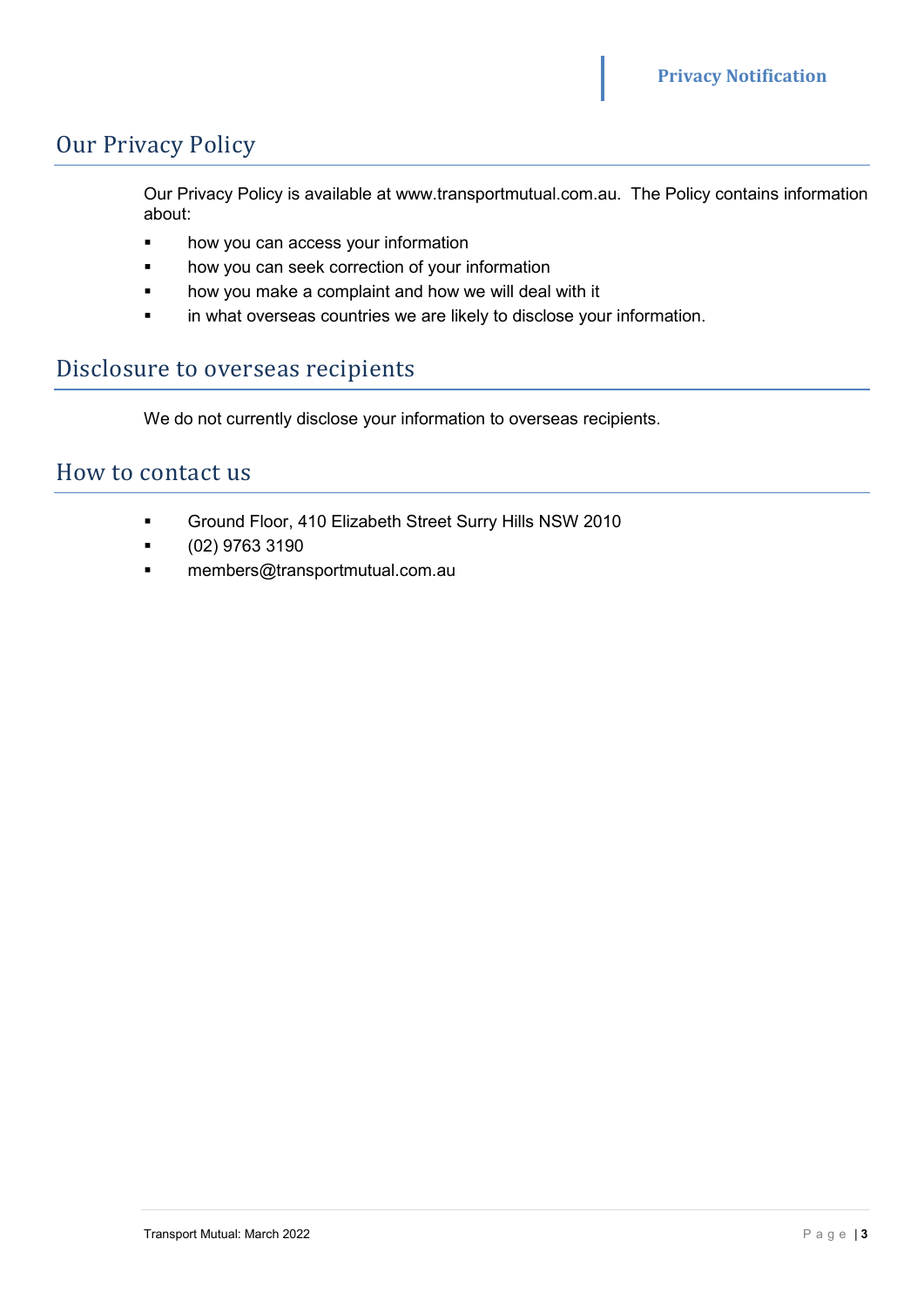## Our Privacy Policy

Our Privacy Policy is available at www.transportmutual.com.au. The Policy contains information about:

- how you can access your information
- how you can seek correction of your information
- how you make a complaint and how we will deal with it
- in what overseas countries we are likely to disclose your information.

## Disclosure to overseas recipients

We do not currently disclose your information to overseas recipients.

## How to contact us

- Ground Floor, 410 Elizabeth Street Surry Hills NSW 2010
- (02) 9763 3190
- members@transportmutual.com.au